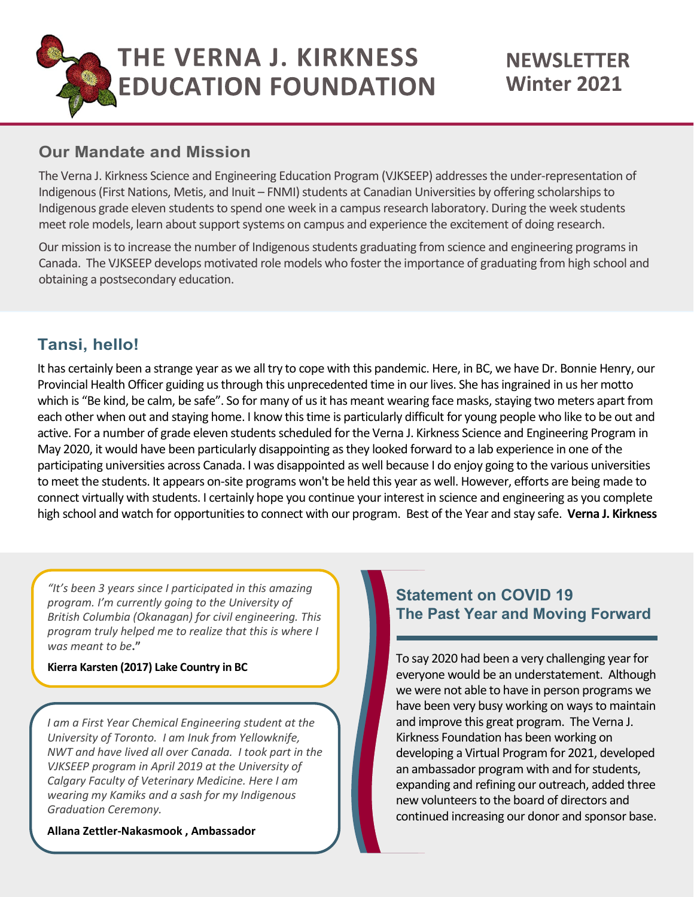# THE VERNA J. KIRKNESS EDUCATION FOUNDATION

**NEWSLETTER Winter 2021**

## Our Mandate and Mission

The Verna J. Kirkness Science and Engineering Education Program (VJKSEEP) addresses the under-representation of Indigenous (First Nations, Metis, and Inuit – FNMI) students at Canadian Universities by offering scholarships to Indigenous grade eleven students to spend one week in a campus research laboratory. During the week students meet role models, learn about support systems on campus and experience the excitement of doing research.

Our mission is to increase the number of Indigenous students graduating from science and engineering programs in Canada. The VJKSEEP develops motivated role models who foster the importance of graduating from high school and obtaining a postsecondary education.

## Tansi, hello!

It has certainly been a strange year as we all try to cope with this pandemic. Here, in BC, we have Dr. Bonnie Henry, our Provincial Health Officer guiding us through this unprecedented time in our lives. She has ingrained in us her motto which is "Be kind, be calm, be safe". So for many of us it has meant wearing face masks, staying two meters apart from each other when out and staying home. I know this time is particularly difficult for young people who like to be out and active. For a number of grade eleven students scheduled for the Verna J. Kirkness Science and Engineering Program in May 2020, it would have been particularly disappointing as they looked forward to a lab experience in one of the participating universities across Canada. I was disappointed as well because I do enjoy going to the various universities to meet the students. It appears on-site programs won't be held this year as well. However, efforts are being made to connect virtually with students. I certainly hope you continue your interest in science and engineering as you complete high school and watch for opportunities to connect with our program. Best of the Year and stay safe. **Verna J. Kirkness**

*"It's been 3 years since I participated in this amazing program. I'm currently going to the University of British Columbia (Okanagan) for civil engineering. This program truly helped me to realize that this is where I was meant to be***."**

**Kierra Karsten (2017) Lake Country in BC**

*I am a First Year Chemical Engineering student at the University of Toronto. I am Inuk from Yellowknife, NWT and have lived all over Canada. I took part in the VJKSEEP program in April 2019 at the University of Calgary Faculty of Veterinary Medicine. Here I am wearing my Kamiks and a sash for my Indigenous Graduation Ceremony.*

**Allana Zettler-Nakasmook , Ambassador**

## Statement on COVID 19 The Past Year and Moving Forward

To say 2020 had been a very challenging year for everyone would be an understatement. Although we were not able to have in person programs we have been very busy working on ways to maintain and improve this great program. The Verna J. Kirkness Foundation has been working on developing a Virtual Program for 2021, developed an ambassador program with and for students, expanding and refining our outreach, added three new volunteers to the board of directors and continued increasing our donor and sponsor base.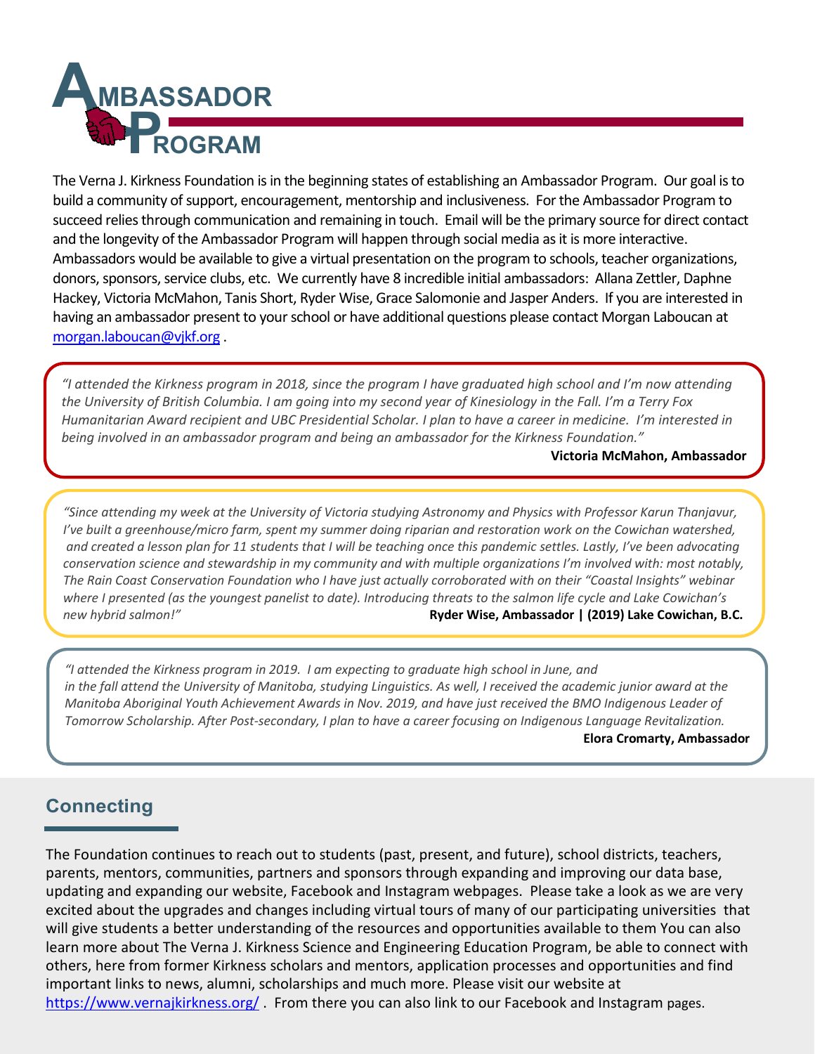# AMBASSADOR PROGRAM

The Verna J. Kirkness Foundation is in the beginning states of establishing an Ambassador Program. Our goal is to build a community of support, encouragement, mentorship and inclusiveness. For the Ambassador Program to succeed relies through communication and remaining in touch. Email will be the primary source for direct contact and the longevity of the Ambassador Program will happen through social media as it is more interactive. Ambassadors would be available to give a virtual presentation on the program to schools, teacher organizations, donors, sponsors, service clubs, etc. We currently have 8 incredible initial ambassadors: Allana Zettler, Daphne Hackey, Victoria McMahon, Tanis Short, Ryder Wise, Grace Salomonie and Jasper Anders. If you are interested in having an ambassador present to your school or have additional questions please contact Morgan Laboucan at [morgan.laboucan@vjkf.org](mailto:morgan.laboucan@vjkf.org) .

> *"I attended the Kirkness program in 2018, since the program I have graduated high school and I'm now attending the University of British Columbia. I am going into my second year of Kinesiology in the Fall. I'm a Terry Fox Humanitarian Award recipient and UBC Presidential Scholar. I plan to have a career in medicine. I'm interested in being involved in an ambassador program and being an ambassador for the Kirkness Foundation."*
>
> **Victoria McMahon, Ambassador**

> *"Since attending my week at the University of Victoria studying Astronomy and Physics with Professor Karun Thanjavur, I've built a greenhouse/micro farm, spent my summer doing riparian and restoration work on the Cowichan watershed, and created a lesson plan for 11 students that I will be teaching once this pandemic settles. Lastly, I've been advocating conservation science and stewardship in my community and with multiple organizations I'm involved with: most notably, The Rain Coast Conservation Foundation who I have just actually corroborated with on their "Coastal Insights" webinar where I presented (as the youngest panelist to date). Introducing threats to the salmon life cycle and Lake Cowichan's new hybrid salmon!"*
>
> **Ryder Wise, Ambassador | (2019) Lake Cowichan, B.C.**

> *"I attended the Kirkness program in 2019. I am expecting to graduate high school in June, and in the fall attend the University of Manitoba, studying Linguistics. As well, I received the academic junior award at the Manitoba Aboriginal Youth Achievement Awards in Nov. 2019, and have just received the BMO Indigenous Leader of Tomorrow Scholarship. After Post-secondary, I plan to have a career focusing on Indigenous Language Revitalization.*
>
> **Elora Cromarty, Ambassador**

## Connecting

The Foundation continues to reach out to students (past, present, and future), school districts, teachers, parents, mentors, communities, partners and sponsors through expanding and improving our data base, updating and expanding our website, Facebook and Instagram webpages. Please take a look as we are very excited about the upgrades and changes including virtual tours of many of our participating universities that will give students a better understanding of the resources and opportunities available to them You can also learn more about The Verna J. Kirkness Science and Engineering Education Program, be able to connect with others, here from former Kirkness scholars and mentors, application processes and opportunities and find important links to news, alumni, scholarships and much more. Please visit our website at [https://www.vernajkirkness.org/](https://www.vernajkirkness.org/) . From there you can also link to our Facebook and Instagram pages.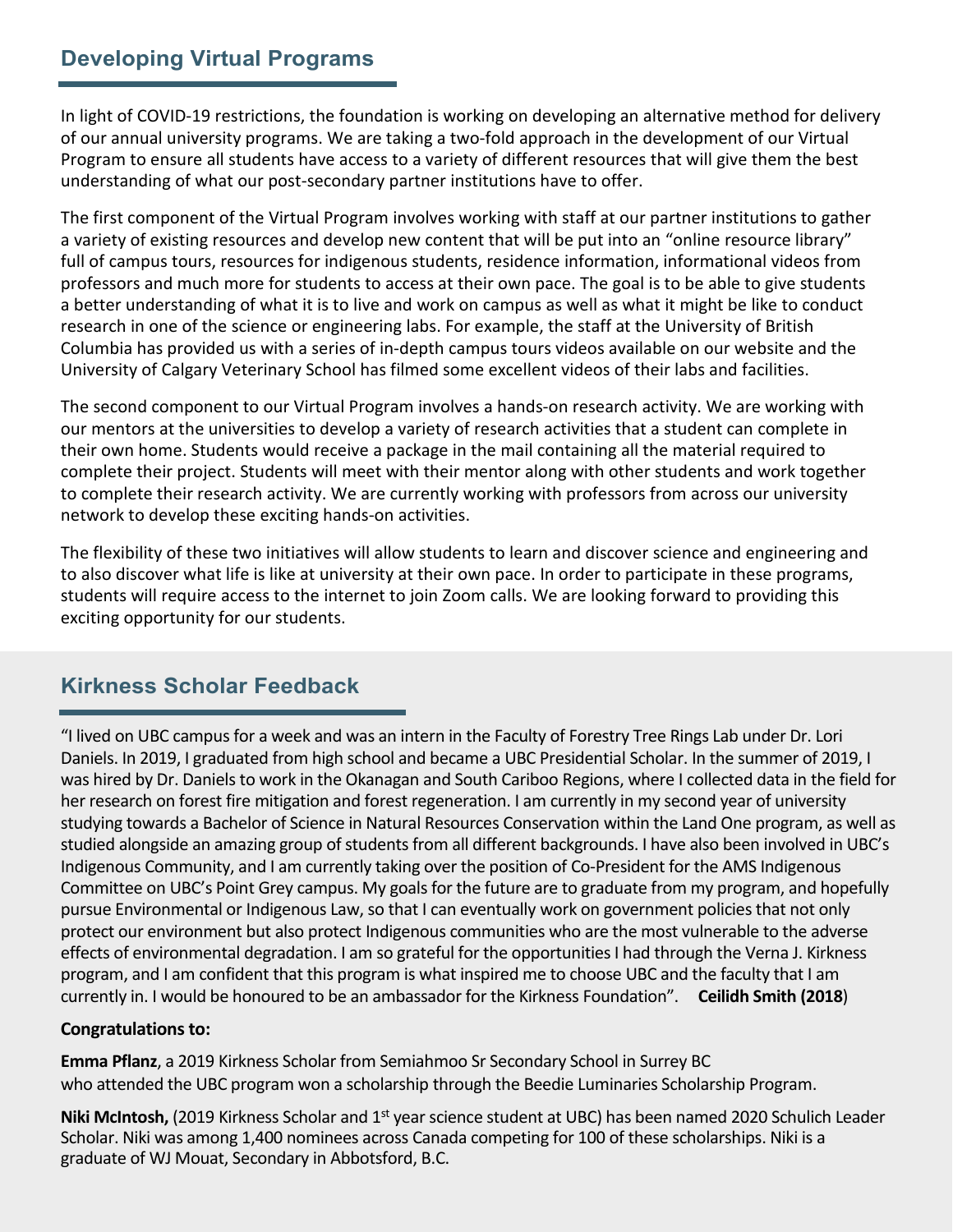## Developing Virtual Programs

In light of COVID-19 restrictions, the foundation is working on developing an alternative method for delivery of our annual university programs. We are taking a two-fold approach in the development of our Virtual Program to ensure all students have access to a variety of different resources that will give them the best understanding of what our post-secondary partner institutions have to offer.

The first component of the Virtual Program involves working with staff at our partner institutions to gather a variety of existing resources and develop new content that will be put into an "online resource library" full of campus tours, resources for indigenous students, residence information, informational videos from professors and much more for students to access at their own pace. The goal is to be able to give students a better understanding of what it is to live and work on campus as well as what it might be like to conduct research in one of the science or engineering labs. For example, the staff at the University of British Columbia has provided us with a series of in-depth campus tours videos available on our website and the University of Calgary Veterinary School has filmed some excellent videos of their labs and facilities.

The second component to our Virtual Program involves a hands-on research activity. We are working with our mentors at the universities to develop a variety of research activities that a student can complete in their own home. Students would receive a package in the mail containing all the material required to complete their project. Students will meet with their mentor along with other students and work together to complete their research activity. We are currently working with professors from across our university network to develop these exciting hands-on activities.

The flexibility of these two initiatives will allow students to learn and discover science and engineering and to also discover what life is like at university at their own pace. In order to participate in these programs, students will require access to the internet to join Zoom calls. We are looking forward to providing this exciting opportunity for our students.

## Kirkness Scholar Feedback

"I lived on UBC campus for a week and was an intern in the Faculty of Forestry Tree Rings Lab under Dr. Lori Daniels. In 2019, I graduated from high school and became a UBC Presidential Scholar. In the summer of 2019, I was hired by Dr. Daniels to work in the Okanagan and South Cariboo Regions, where I collected data in the field for her research on forest fire mitigation and forest regeneration. I am currently in my second year of university studying towards a Bachelor of Science in Natural Resources Conservation within the Land One program, as well as studied alongside an amazing group of students from all different backgrounds. I have also been involved in UBC's Indigenous Community, and I am currently taking over the position of Co-President for the AMS Indigenous Committee on UBC's Point Grey campus. My goals for the future are to graduate from my program, and hopefully pursue Environmental or Indigenous Law, so that I can eventually work on government policies that not only protect our environment but also protect Indigenous communities who are the most vulnerable to the adverse effects of environmental degradation. I am so grateful for the opportunities I had through the Verna J. Kirkness program, and I am confident that this program is what inspired me to choose UBC and the faculty that I am currently in. I would be honoured to be an ambassador for the Kirkness Foundation". **Ceilidh Smith (2018**)

**Congratulations to:**

**Emma Pflanz**, a 2019 Kirkness Scholar from Semiahmoo Sr Secondary School in Surrey BC who attended the UBC program won a scholarship through the Beedie Luminaries Scholarship Program.

**Niki McIntosh,** (2019 Kirkness Scholar and 1st year science student at UBC) has been named 2020 Schulich Leader Scholar. Niki was among 1,400 nominees across Canada competing for 100 of these scholarships. Niki is a graduate of WJ Mouat, Secondary in Abbotsford, B.C.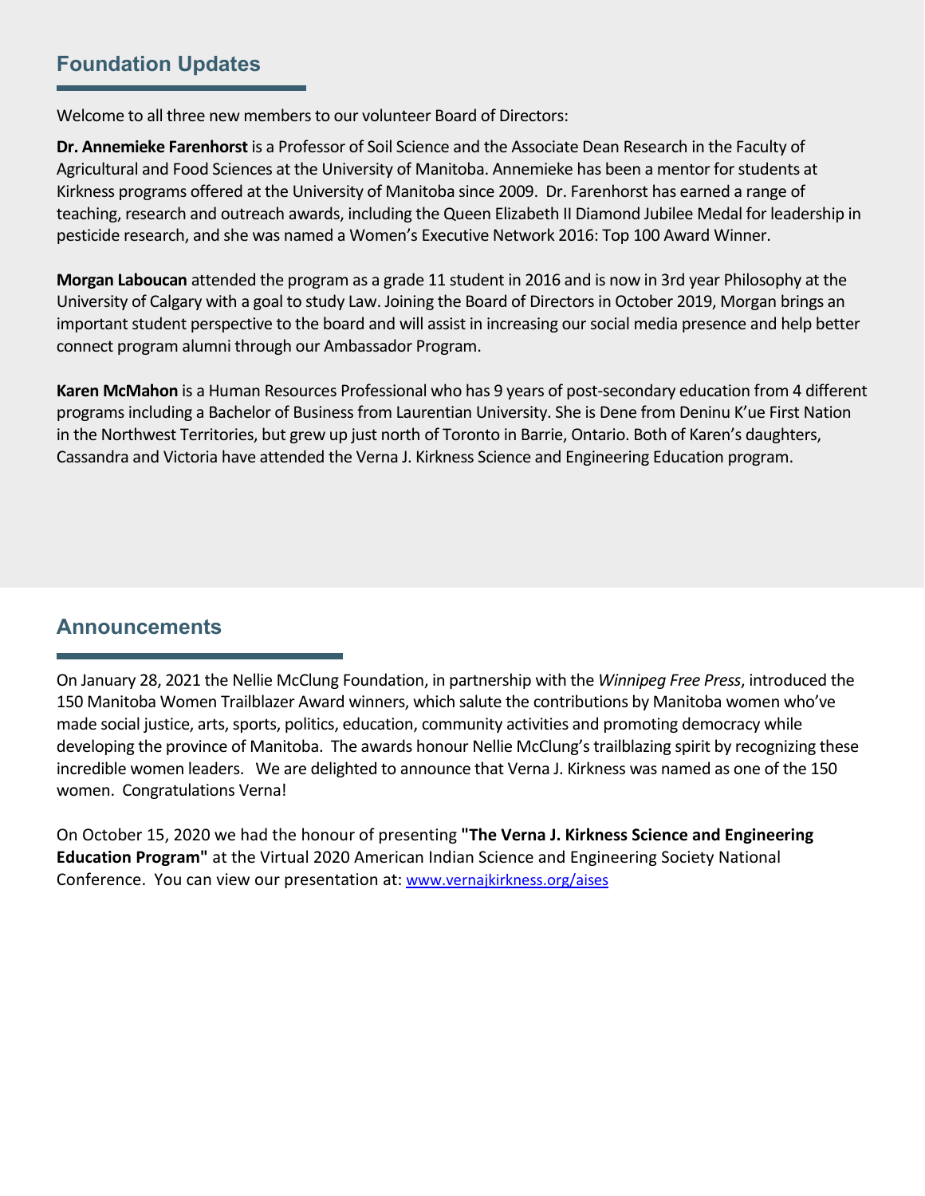## Foundation Updates

Welcome to all three new members to our volunteer Board of Directors:

**Dr. Annemieke Farenhorst** is a Professor of Soil Science and the Associate Dean Research in the Faculty of Agricultural and Food Sciences at the University of Manitoba. Annemieke has been a mentor for students at Kirkness programs offered at the University of Manitoba since 2009. Dr. Farenhorst has earned a range of teaching, research and outreach awards, including the Queen Elizabeth II Diamond Jubilee Medal for leadership in pesticide research, and she was named a Women's Executive Network 2016: Top 100 Award Winner.

**Morgan Laboucan** attended the program as a grade 11 student in 2016 and is now in 3rd year Philosophy at the University of Calgary with a goal to study Law. Joining the Board of Directors in October 2019, Morgan brings an important student perspective to the board and will assist in increasing our social media presence and help better connect program alumni through our Ambassador Program.

**Karen McMahon** is a Human Resources Professional who has 9 years of post-secondary education from 4 different programs including a Bachelor of Business from Laurentian University. She is Dene from Deninu K'ue First Nation in the Northwest Territories, but grew up just north of Toronto in Barrie, Ontario. Both of Karen's daughters, Cassandra and Victoria have attended the Verna J. Kirkness Science and Engineering Education program.

## Announcements

On January 28, 2021 the Nellie McClung Foundation, in partnership with the *Winnipeg Free Press*, introduced the 150 Manitoba Women Trailblazer Award winners, which salute the contributions by Manitoba women who've made social justice, arts, sports, politics, education, community activities and promoting democracy while developing the province of Manitoba. The awards honour Nellie McClung's trailblazing spirit by recognizing these incredible women leaders. We are delighted to announce that Verna J. Kirkness was named as one of the 150 women. Congratulations Verna!

On October 15, 2020 we had the honour of presenting **"The Verna J. Kirkness Science and Engineering Education Program"** at the Virtual 2020 American Indian Science and Engineering Society National Conference. You can view our presentation at: [www.vernajkirkness.org/aises](www.vernajkirkness.org/aises)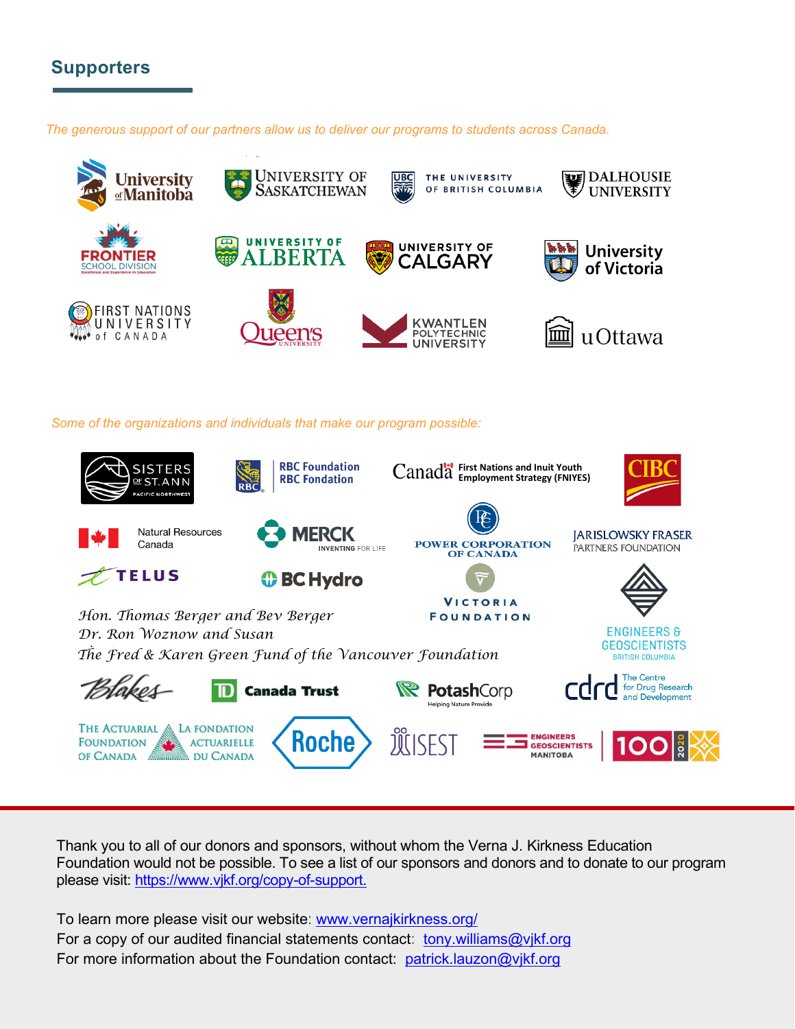## Supporters

*The generous support of our partners allow us to deliver our programs to students across Canada.*

University of Manitoba
University of Saskatchewan
The University of British Columbia
Dalhousie University
Frontier School Division
University of Alberta
University of Calgary
University of Victoria
First Nations University of Canada
Queen's University
Kwantlen Polytechnic University
uOttawa

*Some of the organizations and individuals that make our program possible:*

Sisters of St. Ann Pacific Northwest
RBC Foundation / RBC Fondation
Canada – First Nations and Inuit Youth Employment Strategy (FNIYES)
CIBC
Natural Resources Canada
Merck – Inventing for Life
Power Corporation of Canada
Jarislowsky Fraser Partners Foundation
TELUS
BC Hydro
Victoria Foundation
Engineers & Geoscientists British Columbia

*Hon. Thomas Berger and Bev Berger*
*Dr. Ron Woznow and Susan*
*The Fred & Karen Green Fund of the Vancouver Foundation*

Blakes
TD Canada Trust
PotashCorp – Helping Nature Provide
cdrd – The Centre for Drug Research and Development
The Actuarial Foundation of Canada / La Fondation Actuarielle du Canada
Roche
ISEST
Engineers Geoscientists Manitoba
100 2020

Thank you to all of our donors and sponsors, without whom the Verna J. Kirkness Education Foundation would not be possible. To see a list of our sponsors and donors and to donate to our program please visit: [https://www.vjkf.org/copy-of-support.](https://www.vjkf.org/copy-of-support)

To learn more please visit our website: [www.vernajkirkness.org/](https://www.vernajkirkness.org/)
For a copy of our audited financial statements contact: [tony.williams@vjkf.org](mailto:tony.williams@vjkf.org)
For more information about the Foundation contact: [patrick.lauzon@vjkf.org](mailto:patrick.lauzon@vjkf.org)